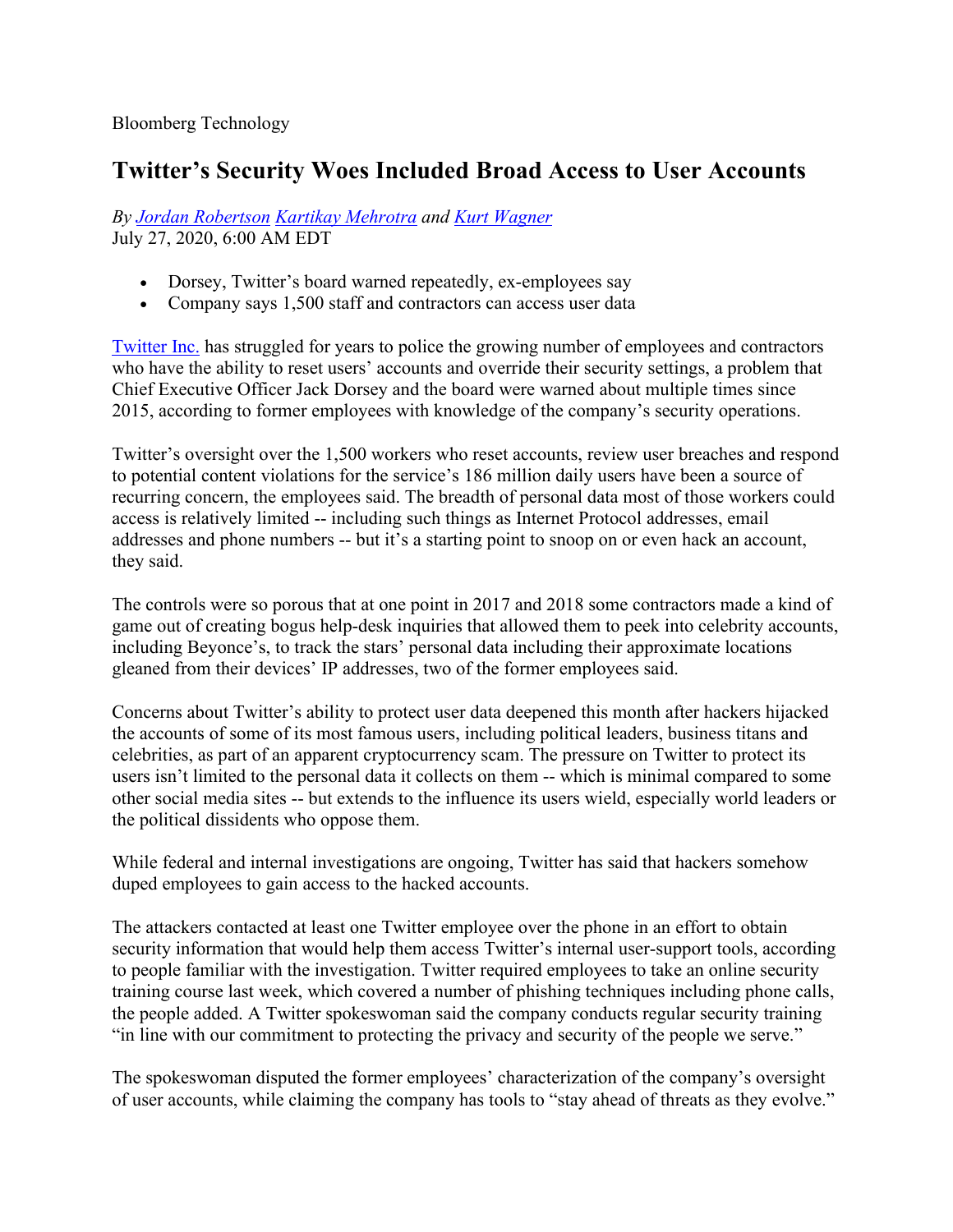Bloomberg Technology

# Twitter's Security Woes Included Broad Access to User Accounts

*By [Jordan Robertson](#) [Kartikay Mehrotra](#) and [Kurt Wagner](#)*
July 27, 2020, 6:00 AM EDT

- Dorsey, Twitter's board warned repeatedly, ex-employees say
- Company says 1,500 staff and contractors can access user data

[Twitter Inc.](#) has struggled for years to police the growing number of employees and contractors who have the ability to reset users' accounts and override their security settings, a problem that Chief Executive Officer Jack Dorsey and the board were warned about multiple times since 2015, according to former employees with knowledge of the company's security operations.

Twitter's oversight over the 1,500 workers who reset accounts, review user breaches and respond to potential content violations for the service's 186 million daily users have been a source of recurring concern, the employees said. The breadth of personal data most of those workers could access is relatively limited -- including such things as Internet Protocol addresses, email addresses and phone numbers -- but it's a starting point to snoop on or even hack an account, they said.

The controls were so porous that at one point in 2017 and 2018 some contractors made a kind of game out of creating bogus help-desk inquiries that allowed them to peek into celebrity accounts, including Beyonce's, to track the stars' personal data including their approximate locations gleaned from their devices' IP addresses, two of the former employees said.

Concerns about Twitter's ability to protect user data deepened this month after hackers hijacked the accounts of some of its most famous users, including political leaders, business titans and celebrities, as part of an apparent cryptocurrency scam. The pressure on Twitter to protect its users isn't limited to the personal data it collects on them -- which is minimal compared to some other social media sites -- but extends to the influence its users wield, especially world leaders or the political dissidents who oppose them.

While federal and internal investigations are ongoing, Twitter has said that hackers somehow duped employees to gain access to the hacked accounts.

The attackers contacted at least one Twitter employee over the phone in an effort to obtain security information that would help them access Twitter's internal user-support tools, according to people familiar with the investigation. Twitter required employees to take an online security training course last week, which covered a number of phishing techniques including phone calls, the people added. A Twitter spokeswoman said the company conducts regular security training "in line with our commitment to protecting the privacy and security of the people we serve."

The spokeswoman disputed the former employees' characterization of the company's oversight of user accounts, while claiming the company has tools to "stay ahead of threats as they evolve."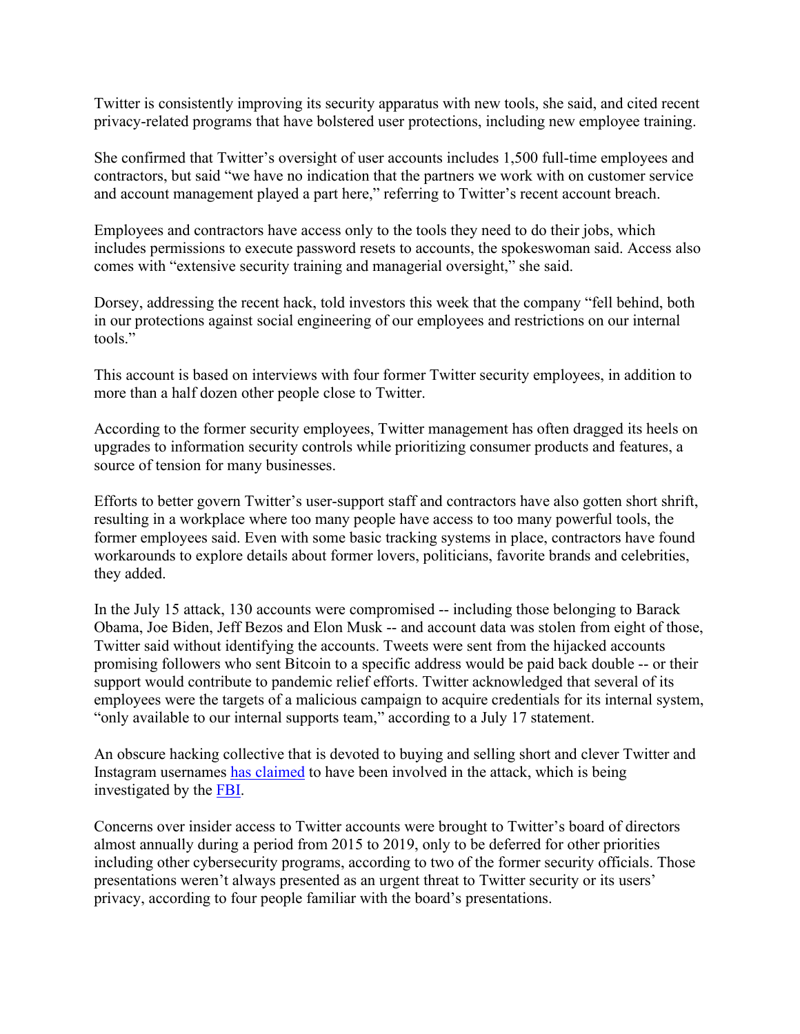Twitter is consistently improving its security apparatus with new tools, she said, and cited recent privacy-related programs that have bolstered user protections, including new employee training.

She confirmed that Twitter's oversight of user accounts includes 1,500 full-time employees and contractors, but said "we have no indication that the partners we work with on customer service and account management played a part here," referring to Twitter's recent account breach.

Employees and contractors have access only to the tools they need to do their jobs, which includes permissions to execute password resets to accounts, the spokeswoman said. Access also comes with "extensive security training and managerial oversight," she said.

Dorsey, addressing the recent hack, told investors this week that the company "fell behind, both in our protections against social engineering of our employees and restrictions on our internal tools."

This account is based on interviews with four former Twitter security employees, in addition to more than a half dozen other people close to Twitter.

According to the former security employees, Twitter management has often dragged its heels on upgrades to information security controls while prioritizing consumer products and features, a source of tension for many businesses.

Efforts to better govern Twitter's user-support staff and contractors have also gotten short shrift, resulting in a workplace where too many people have access to too many powerful tools, the former employees said. Even with some basic tracking systems in place, contractors have found workarounds to explore details about former lovers, politicians, favorite brands and celebrities, they added.

In the July 15 attack, 130 accounts were compromised -- including those belonging to Barack Obama, Joe Biden, Jeff Bezos and Elon Musk -- and account data was stolen from eight of those, Twitter said without identifying the accounts. Tweets were sent from the hijacked accounts promising followers who sent Bitcoin to a specific address would be paid back double -- or their support would contribute to pandemic relief efforts. Twitter acknowledged that several of its employees were the targets of a malicious campaign to acquire credentials for its internal system, "only available to our internal supports team," according to a July 17 statement.

An obscure hacking collective that is devoted to buying and selling short and clever Twitter and Instagram usernames has claimed to have been involved in the attack, which is being investigated by the FBI.

Concerns over insider access to Twitter accounts were brought to Twitter's board of directors almost annually during a period from 2015 to 2019, only to be deferred for other priorities including other cybersecurity programs, according to two of the former security officials. Those presentations weren't always presented as an urgent threat to Twitter security or its users' privacy, according to four people familiar with the board's presentations.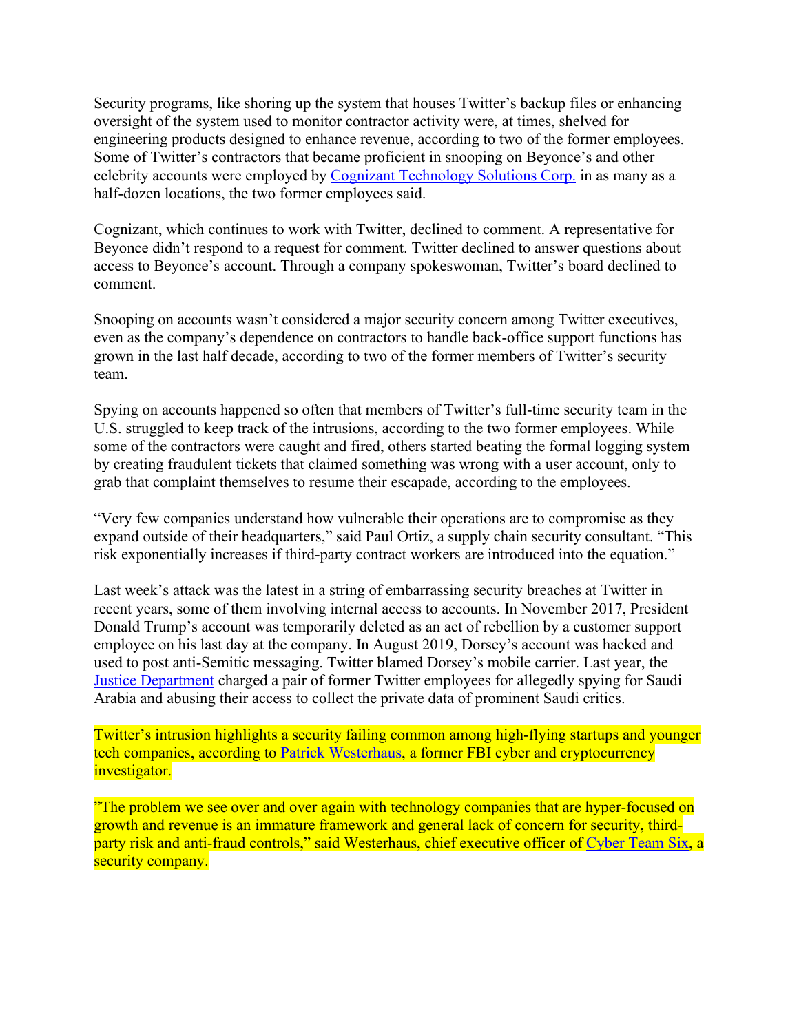Security programs, like shoring up the system that houses Twitter's backup files or enhancing oversight of the system used to monitor contractor activity were, at times, shelved for engineering products designed to enhance revenue, according to two of the former employees. Some of Twitter's contractors that became proficient in snooping on Beyonce's and other celebrity accounts were employed by Cognizant Technology Solutions Corp. in as many as a half-dozen locations, the two former employees said.

Cognizant, which continues to work with Twitter, declined to comment. A representative for Beyonce didn't respond to a request for comment. Twitter declined to answer questions about access to Beyonce's account. Through a company spokeswoman, Twitter's board declined to comment.

Snooping on accounts wasn't considered a major security concern among Twitter executives, even as the company's dependence on contractors to handle back-office support functions has grown in the last half decade, according to two of the former members of Twitter's security team.

Spying on accounts happened so often that members of Twitter's full-time security team in the U.S. struggled to keep track of the intrusions, according to the two former employees. While some of the contractors were caught and fired, others started beating the formal logging system by creating fraudulent tickets that claimed something was wrong with a user account, only to grab that complaint themselves to resume their escapade, according to the employees.

"Very few companies understand how vulnerable their operations are to compromise as they expand outside of their headquarters," said Paul Ortiz, a supply chain security consultant. "This risk exponentially increases if third-party contract workers are introduced into the equation."

Last week's attack was the latest in a string of embarrassing security breaches at Twitter in recent years, some of them involving internal access to accounts. In November 2017, President Donald Trump's account was temporarily deleted as an act of rebellion by a customer support employee on his last day at the company. In August 2019, Dorsey's account was hacked and used to post anti-Semitic messaging. Twitter blamed Dorsey's mobile carrier. Last year, the Justice Department charged a pair of former Twitter employees for allegedly spying for Saudi Arabia and abusing their access to collect the private data of prominent Saudi critics.

Twitter's intrusion highlights a security failing common among high-flying startups and younger tech companies, according to Patrick Westerhaus, a former FBI cyber and cryptocurrency investigator.

"The problem we see over and over again with technology companies that are hyper-focused on growth and revenue is an immature framework and general lack of concern for security, third-party risk and anti-fraud controls," said Westerhaus, chief executive officer of Cyber Team Six, a security company.